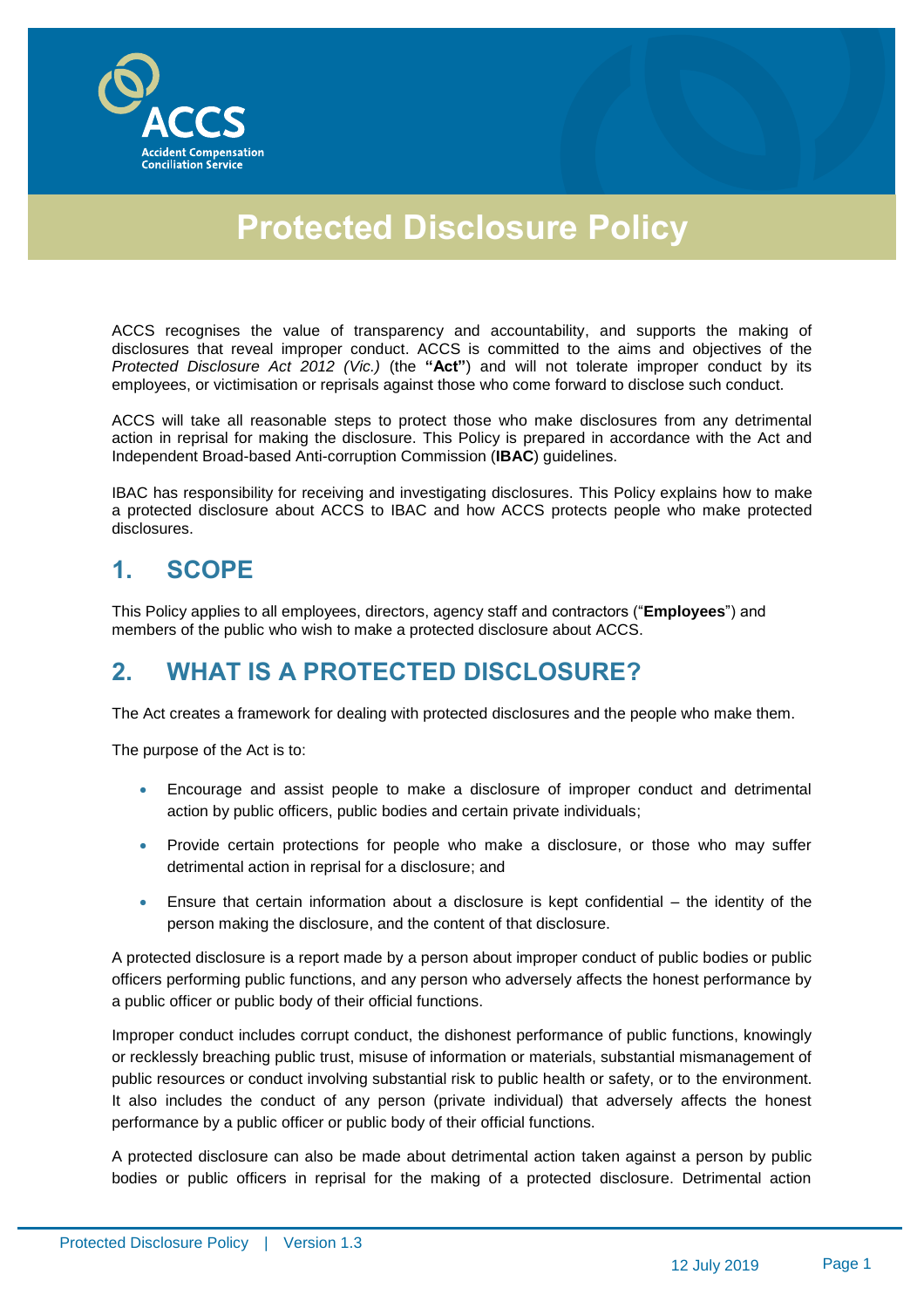# Protected Disclosure Policy

ACCS recognises the value of transparency and accountability, and supports the making of disclosures that reveal improper conduct. ACCS is committed to the aims and objectives of the *Protected Disclosure Act 2012 (Vic.)* (the **"Act"**) and will not tolerate improper conduct by its employees, or victimisation or reprisals against those who come forward to disclose such conduct.

ACCS will take all reasonable steps to protect those who make disclosures from any detrimental action in reprisal for making the disclosure. This Policy is prepared in accordance with the Act and Independent Broad-based Anti-corruption Commission (**IBAC**) guidelines.

IBAC has responsibility for receiving and investigating disclosures. This Policy explains how to make a protected disclosure about ACCS to IBAC and how ACCS protects people who make protected disclosures.

## 1. SCOPE

This Policy applies to all employees, directors, agency staff and contractors ("**Employees**") and members of the public who wish to make a protected disclosure about ACCS.

## 2. WHAT IS A PROTECTED DISCLOSURE?

The Act creates a framework for dealing with protected disclosures and the people who make them.

The purpose of the Act is to:

- Encourage and assist people to make a disclosure of improper conduct and detrimental action by public officers, public bodies and certain private individuals;
- Provide certain protections for people who make a disclosure, or those who may suffer detrimental action in reprisal for a disclosure; and
- Ensure that certain information about a disclosure is kept confidential – the identity of the person making the disclosure, and the content of that disclosure.

A protected disclosure is a report made by a person about improper conduct of public bodies or public officers performing public functions, and any person who adversely affects the honest performance by a public officer or public body of their official functions.

Improper conduct includes corrupt conduct, the dishonest performance of public functions, knowingly or recklessly breaching public trust, misuse of information or materials, substantial mismanagement of public resources or conduct involving substantial risk to public health or safety, or to the environment. It also includes the conduct of any person (private individual) that adversely affects the honest performance by a public officer or public body of their official functions.

A protected disclosure can also be made about detrimental action taken against a person by public bodies or public officers in reprisal for the making of a protected disclosure. Detrimental action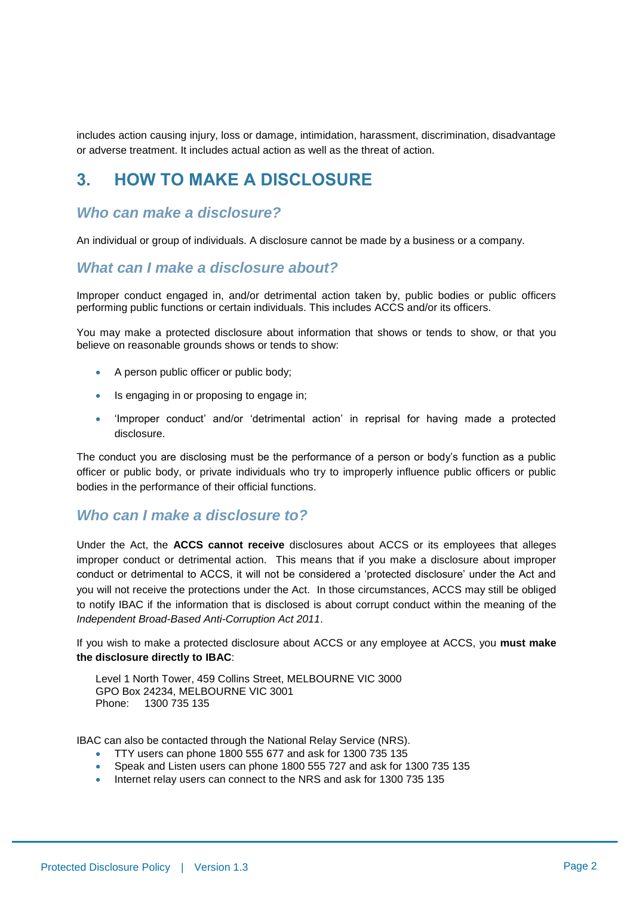includes action causing injury, loss or damage, intimidation, harassment, discrimination, disadvantage or adverse treatment. It includes actual action as well as the threat of action.

# 3. HOW TO MAKE A DISCLOSURE

### *Who can make a disclosure?*

An individual or group of individuals. A disclosure cannot be made by a business or a company.

### *What can I make a disclosure about?*

Improper conduct engaged in, and/or detrimental action taken by, public bodies or public officers performing public functions or certain individuals. This includes ACCS and/or its officers.

You may make a protected disclosure about information that shows or tends to show, or that you believe on reasonable grounds shows or tends to show:

- A person public officer or public body;
- Is engaging in or proposing to engage in;
- 'Improper conduct' and/or 'detrimental action' in reprisal for having made a protected disclosure.

The conduct you are disclosing must be the performance of a person or body's function as a public officer or public body, or private individuals who try to improperly influence public officers or public bodies in the performance of their official functions.

### *Who can I make a disclosure to?*

Under the Act, the **ACCS cannot receive** disclosures about ACCS or its employees that alleges improper conduct or detrimental action. This means that if you make a disclosure about improper conduct or detrimental to ACCS, it will not be considered a 'protected disclosure' under the Act and you will not receive the protections under the Act. In those circumstances, ACCS may still be obliged to notify IBAC if the information that is disclosed is about corrupt conduct within the meaning of the *Independent Broad-Based Anti-Corruption Act 2011*.

If you wish to make a protected disclosure about ACCS or any employee at ACCS, you **must make the disclosure directly to IBAC**:

Level 1 North Tower, 459 Collins Street, MELBOURNE VIC 3000
GPO Box 24234, MELBOURNE VIC 3001
Phone: 1300 735 135

IBAC can also be contacted through the National Relay Service (NRS).

- TTY users can phone 1800 555 677 and ask for 1300 735 135
- Speak and Listen users can phone 1800 555 727 and ask for 1300 735 135
- Internet relay users can connect to the NRS and ask for 1300 735 135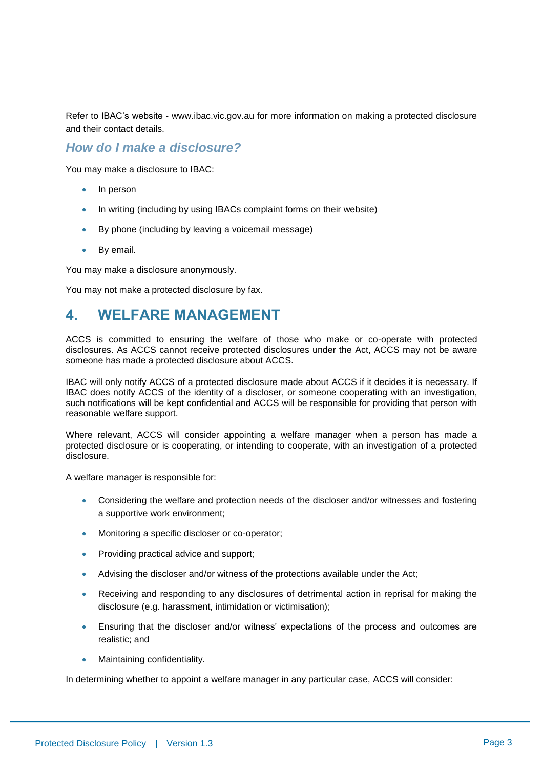Refer to IBAC's website - www.ibac.vic.gov.au for more information on making a protected disclosure and their contact details.

### *How do I make a disclosure?*

You may make a disclosure to IBAC:

- In person
- In writing (including by using IBACs complaint forms on their website)
- By phone (including by leaving a voicemail message)
- By email.

You may make a disclosure anonymously.

You may not make a protected disclosure by fax.

## 4. WELFARE MANAGEMENT

ACCS is committed to ensuring the welfare of those who make or co-operate with protected disclosures. As ACCS cannot receive protected disclosures under the Act, ACCS may not be aware someone has made a protected disclosure about ACCS.

IBAC will only notify ACCS of a protected disclosure made about ACCS if it decides it is necessary. If IBAC does notify ACCS of the identity of a discloser, or someone cooperating with an investigation, such notifications will be kept confidential and ACCS will be responsible for providing that person with reasonable welfare support.

Where relevant, ACCS will consider appointing a welfare manager when a person has made a protected disclosure or is cooperating, or intending to cooperate, with an investigation of a protected disclosure.

A welfare manager is responsible for:

- Considering the welfare and protection needs of the discloser and/or witnesses and fostering a supportive work environment;
- Monitoring a specific discloser or co-operator;
- Providing practical advice and support;
- Advising the discloser and/or witness of the protections available under the Act;
- Receiving and responding to any disclosures of detrimental action in reprisal for making the disclosure (e.g. harassment, intimidation or victimisation);
- Ensuring that the discloser and/or witness' expectations of the process and outcomes are realistic; and
- Maintaining confidentiality.

In determining whether to appoint a welfare manager in any particular case, ACCS will consider: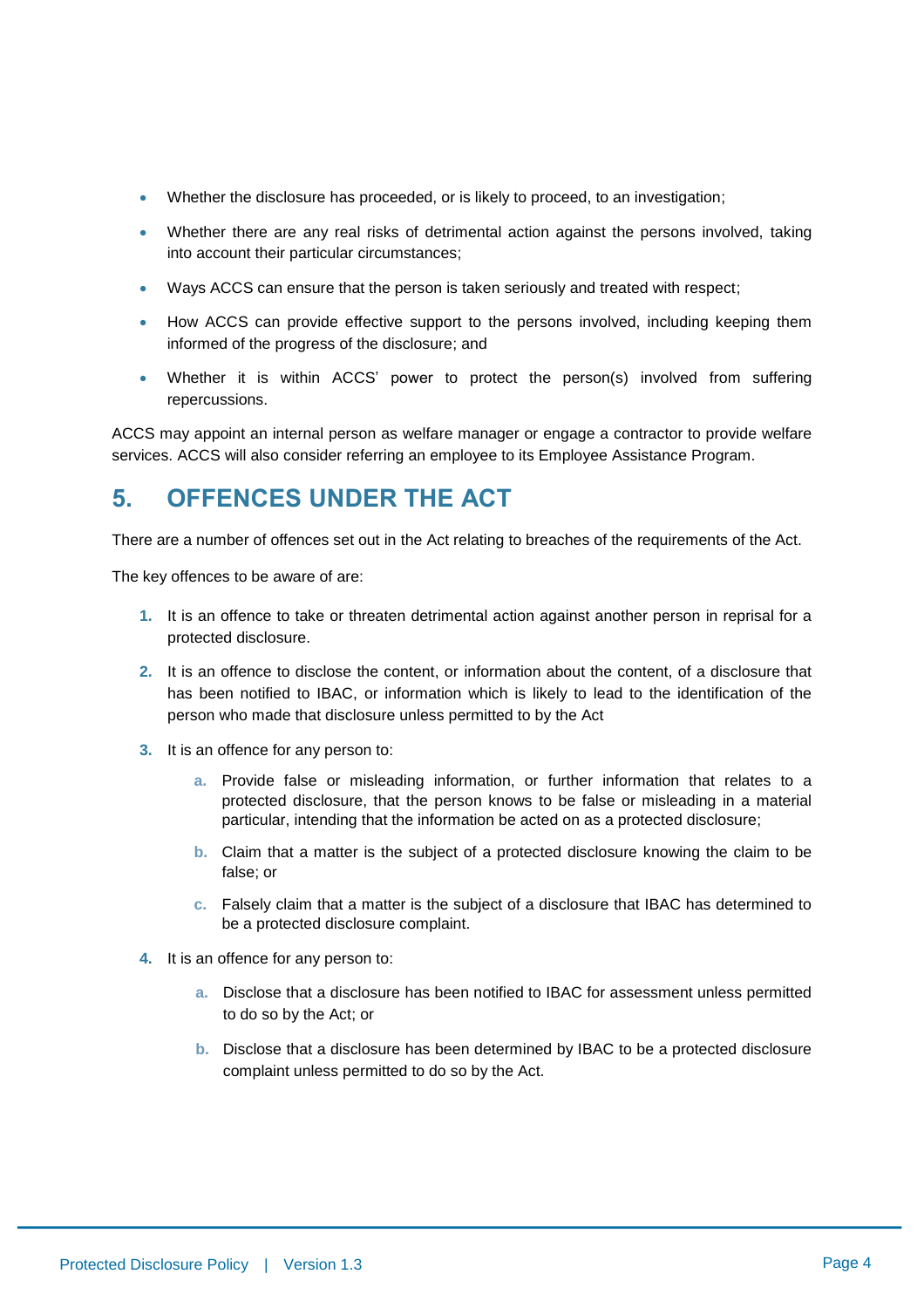- Whether the disclosure has proceeded, or is likely to proceed, to an investigation;
- Whether there are any real risks of detrimental action against the persons involved, taking into account their particular circumstances;
- Ways ACCS can ensure that the person is taken seriously and treated with respect;
- How ACCS can provide effective support to the persons involved, including keeping them informed of the progress of the disclosure; and
- Whether it is within ACCS' power to protect the person(s) involved from suffering repercussions.

ACCS may appoint an internal person as welfare manager or engage a contractor to provide welfare services. ACCS will also consider referring an employee to its Employee Assistance Program.

## 5. OFFENCES UNDER THE ACT

There are a number of offences set out in the Act relating to breaches of the requirements of the Act.

The key offences to be aware of are:

1. It is an offence to take or threaten detrimental action against another person in reprisal for a protected disclosure.
2. It is an offence to disclose the content, or information about the content, of a disclosure that has been notified to IBAC, or information which is likely to lead to the identification of the person who made that disclosure unless permitted to by the Act
3. It is an offence for any person to:
   a. Provide false or misleading information, or further information that relates to a protected disclosure, that the person knows to be false or misleading in a material particular, intending that the information be acted on as a protected disclosure;
   b. Claim that a matter is the subject of a protected disclosure knowing the claim to be false; or
   c. Falsely claim that a matter is the subject of a disclosure that IBAC has determined to be a protected disclosure complaint.
4. It is an offence for any person to:
   a. Disclose that a disclosure has been notified to IBAC for assessment unless permitted to do so by the Act; or
   b. Disclose that a disclosure has been determined by IBAC to be a protected disclosure complaint unless permitted to do so by the Act.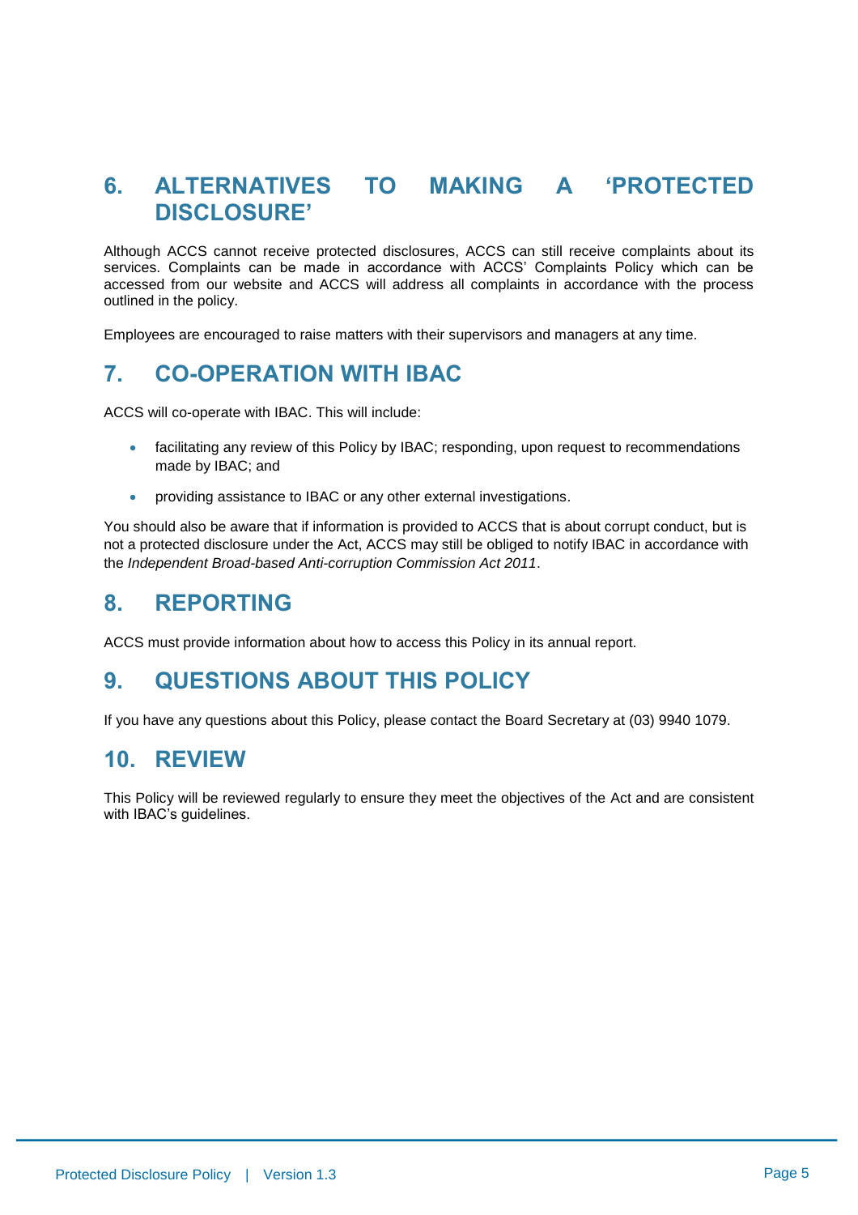## 6. ALTERNATIVES TO MAKING A 'PROTECTED DISCLOSURE'

Although ACCS cannot receive protected disclosures, ACCS can still receive complaints about its services. Complaints can be made in accordance with ACCS' Complaints Policy which can be accessed from our website and ACCS will address all complaints in accordance with the process outlined in the policy.

Employees are encouraged to raise matters with their supervisors and managers at any time.

## 7. CO-OPERATION WITH IBAC

ACCS will co-operate with IBAC. This will include:

- facilitating any review of this Policy by IBAC; responding, upon request to recommendations made by IBAC; and
- providing assistance to IBAC or any other external investigations.

You should also be aware that if information is provided to ACCS that is about corrupt conduct, but is not a protected disclosure under the Act, ACCS may still be obliged to notify IBAC in accordance with the *Independent Broad-based Anti-corruption Commission Act 2011*.

## 8. REPORTING

ACCS must provide information about how to access this Policy in its annual report.

## 9. QUESTIONS ABOUT THIS POLICY

If you have any questions about this Policy, please contact the Board Secretary at (03) 9940 1079.

## 10. REVIEW

This Policy will be reviewed regularly to ensure they meet the objectives of the Act and are consistent with IBAC's guidelines.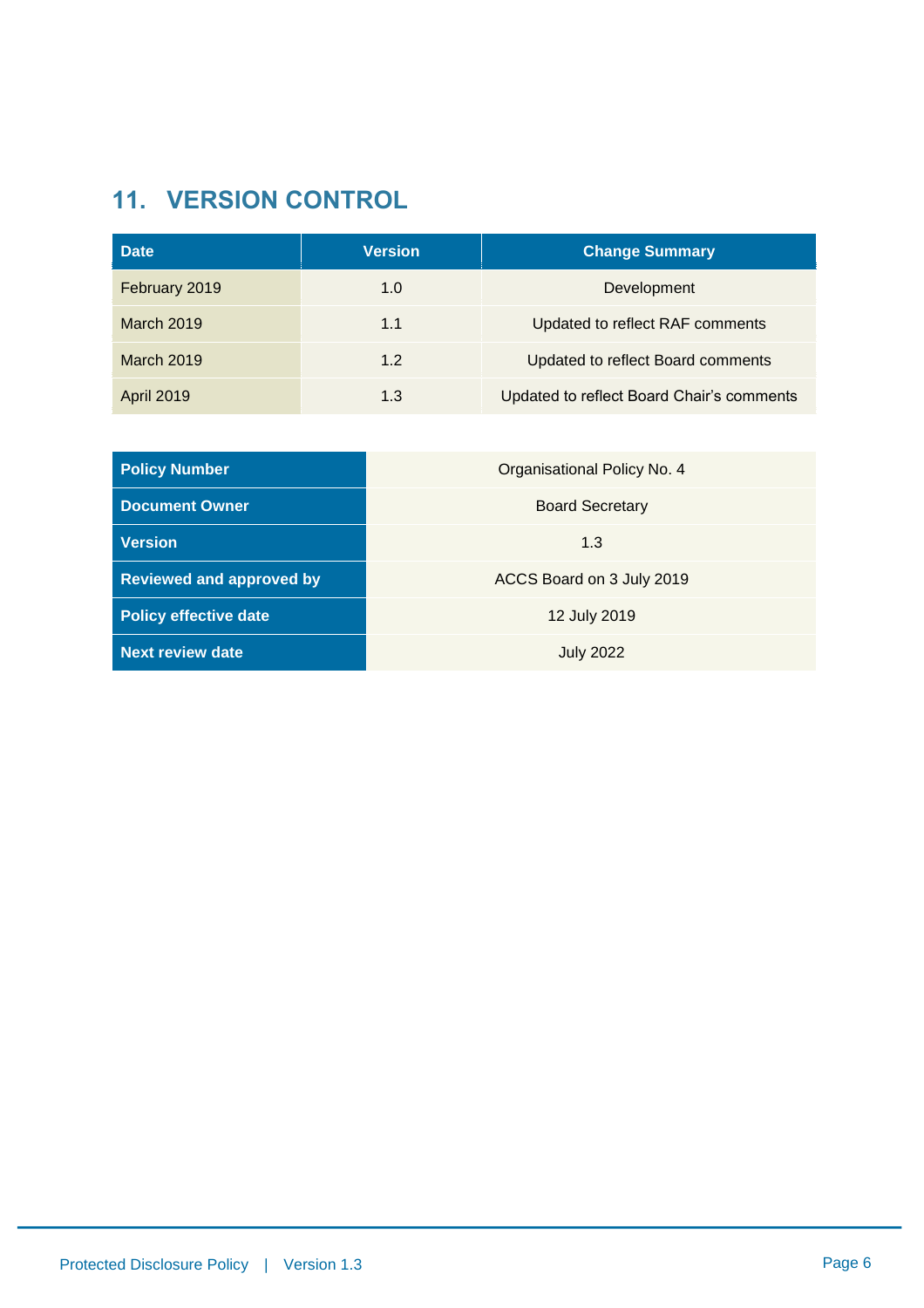## 11. VERSION CONTROL

| Date | Version | Change Summary |
|---|---|---|
| February 2019 | 1.0 | Development |
| March 2019 | 1.1 | Updated to reflect RAF comments |
| March 2019 | 1.2 | Updated to reflect Board comments |
| April 2019 | 1.3 | Updated to reflect Board Chair's comments |

| | |
|---|---|
| **Policy Number** | Organisational Policy No. 4 |
| **Document Owner** | Board Secretary |
| **Version** | 1.3 |
| **Reviewed and approved by** | ACCS Board on 3 July 2019 |
| **Policy effective date** | 12 July 2019 |
| **Next review date** | July 2022 |